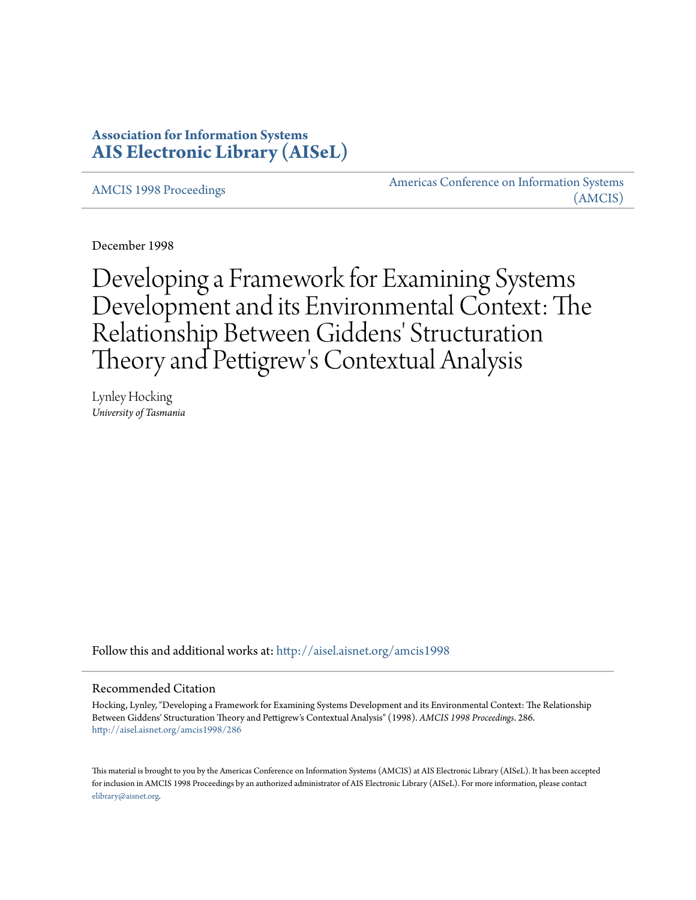**Association for Information Systems**
**AIS Electronic Library (AISeL)**

AMCIS 1998 Proceedings

Americas Conference on Information Systems (AMCIS)

December 1998

# Developing a Framework for Examining Systems Development and its Environmental Context: The Relationship Between Giddens' Structuration Theory and Pettigrew's Contextual Analysis

Lynley Hocking
*University of Tasmania*

Follow this and additional works at: http://aisel.aisnet.org/amcis1998

## Recommended Citation

Hocking, Lynley, "Developing a Framework for Examining Systems Development and its Environmental Context: The Relationship Between Giddens' Structuration Theory and Pettigrew's Contextual Analysis" (1998). *AMCIS 1998 Proceedings*. 286.
http://aisel.aisnet.org/amcis1998/286

This material is brought to you by the Americas Conference on Information Systems (AMCIS) at AIS Electronic Library (AISeL). It has been accepted for inclusion in AMCIS 1998 Proceedings by an authorized administrator of AIS Electronic Library (AISeL). For more information, please contact elibrary@aisnet.org.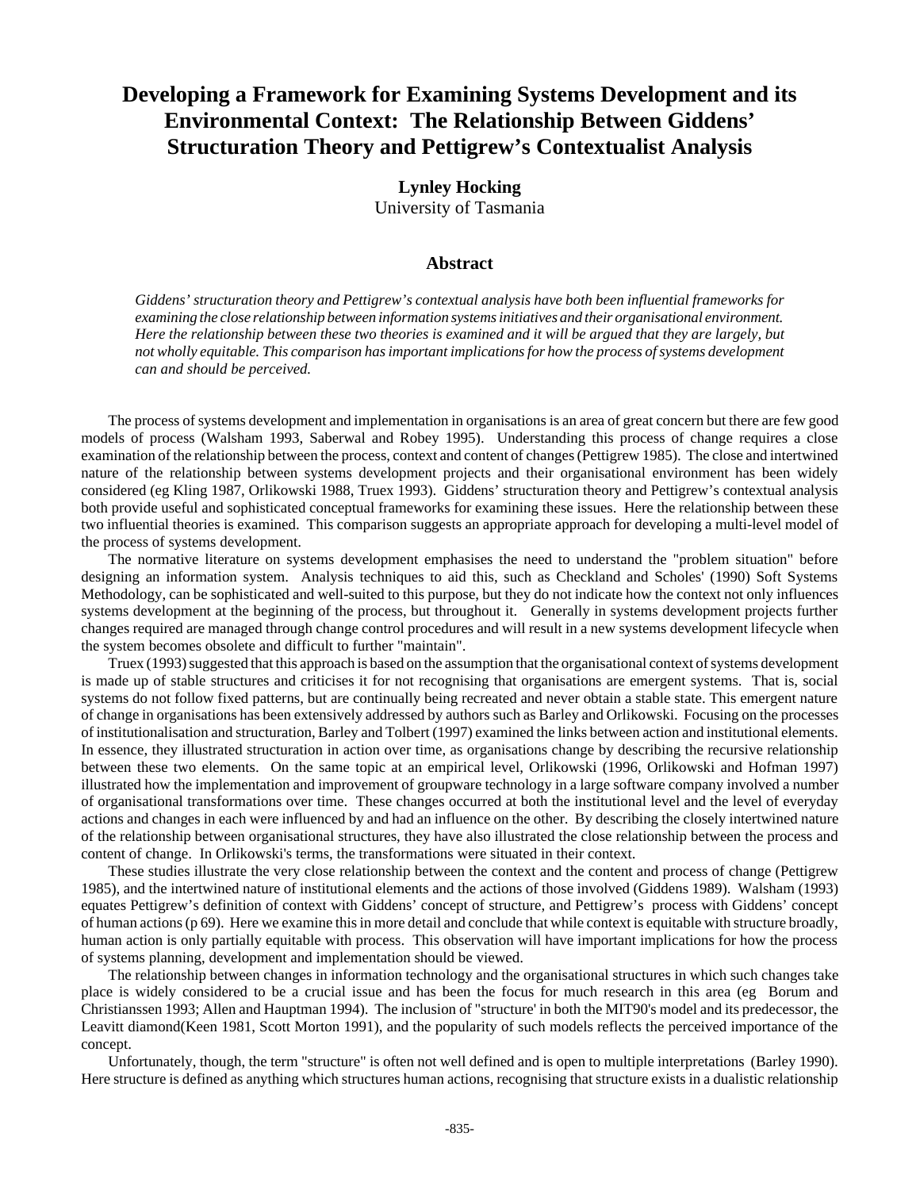# Developing a Framework for Examining Systems Development and its Environmental Context: The Relationship Between Giddens' Structuration Theory and Pettigrew's Contextualist Analysis

**Lynley Hocking**
University of Tasmania

## Abstract

*Giddens' structuration theory and Pettigrew's contextual analysis have both been influential frameworks for examining the close relationship between information systems initiatives and their organisational environment. Here the relationship between these two theories is examined and it will be argued that they are largely, but not wholly equitable. This comparison has important implications for how the process of systems development can and should be perceived.*

The process of systems development and implementation in organisations is an area of great concern but there are few good models of process (Walsham 1993, Saberwal and Robey 1995). Understanding this process of change requires a close examination of the relationship between the process, context and content of changes (Pettigrew 1985). The close and intertwined nature of the relationship between systems development projects and their organisational environment has been widely considered (eg Kling 1987, Orlikowski 1988, Truex 1993). Giddens' structuration theory and Pettigrew's contextual analysis both provide useful and sophisticated conceptual frameworks for examining these issues. Here the relationship between these two influential theories is examined. This comparison suggests an appropriate approach for developing a multi-level model of the process of systems development.

The normative literature on systems development emphasises the need to understand the "problem situation" before designing an information system. Analysis techniques to aid this, such as Checkland and Scholes' (1990) Soft Systems Methodology, can be sophisticated and well-suited to this purpose, but they do not indicate how the context not only influences systems development at the beginning of the process, but throughout it. Generally in systems development projects further changes required are managed through change control procedures and will result in a new systems development lifecycle when the system becomes obsolete and difficult to further "maintain".

Truex (1993) suggested that this approach is based on the assumption that the organisational context of systems development is made up of stable structures and criticises it for not recognising that organisations are emergent systems. That is, social systems do not follow fixed patterns, but are continually being recreated and never obtain a stable state. This emergent nature of change in organisations has been extensively addressed by authors such as Barley and Orlikowski. Focusing on the processes of institutionalisation and structuration, Barley and Tolbert (1997) examined the links between action and institutional elements. In essence, they illustrated structuration in action over time, as organisations change by describing the recursive relationship between these two elements. On the same topic at an empirical level, Orlikowski (1996, Orlikowski and Hofman 1997) illustrated how the implementation and improvement of groupware technology in a large software company involved a number of organisational transformations over time. These changes occurred at both the institutional level and the level of everyday actions and changes in each were influenced by and had an influence on the other. By describing the closely intertwined nature of the relationship between organisational structures, they have also illustrated the close relationship between the process and content of change. In Orlikowski's terms, the transformations were situated in their context.

These studies illustrate the very close relationship between the context and the content and process of change (Pettigrew 1985), and the intertwined nature of institutional elements and the actions of those involved (Giddens 1989). Walsham (1993) equates Pettigrew's definition of context with Giddens' concept of structure, and Pettigrew's process with Giddens' concept of human actions (p 69). Here we examine this in more detail and conclude that while context is equitable with structure broadly, human action is only partially equitable with process. This observation will have important implications for how the process of systems planning, development and implementation should be viewed.

The relationship between changes in information technology and the organisational structures in which such changes take place is widely considered to be a crucial issue and has been the focus for much research in this area (eg Borum and Christianssen 1993; Allen and Hauptman 1994). The inclusion of "structure' in both the MIT90's model and its predecessor, the Leavitt diamond(Keen 1981, Scott Morton 1991), and the popularity of such models reflects the perceived importance of the concept.

Unfortunately, though, the term "structure" is often not well defined and is open to multiple interpretations (Barley 1990). Here structure is defined as anything which structures human actions, recognising that structure exists in a dualistic relationship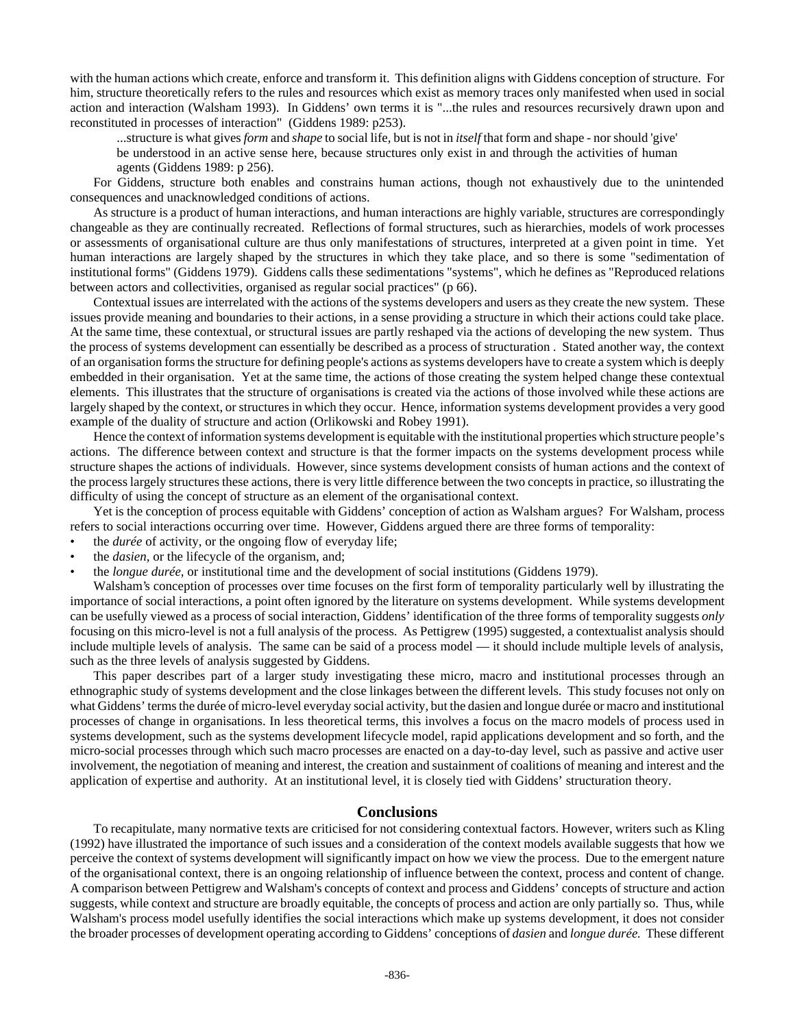with the human actions which create, enforce and transform it. This definition aligns with Giddens conception of structure. For him, structure theoretically refers to the rules and resources which exist as memory traces only manifested when used in social action and interaction (Walsham 1993). In Giddens' own terms it is "...the rules and resources recursively drawn upon and reconstituted in processes of interaction" (Giddens 1989: p253).

> ...structure is what gives *form* and *shape* to social life, but is not in *itself* that form and shape - nor should 'give' be understood in an active sense here, because structures only exist in and through the activities of human agents (Giddens 1989: p 256).

For Giddens, structure both enables and constrains human actions, though not exhaustively due to the unintended consequences and unacknowledged conditions of actions.

As structure is a product of human interactions, and human interactions are highly variable, structures are correspondingly changeable as they are continually recreated. Reflections of formal structures, such as hierarchies, models of work processes or assessments of organisational culture are thus only manifestations of structures, interpreted at a given point in time. Yet human interactions are largely shaped by the structures in which they take place, and so there is some "sedimentation of institutional forms" (Giddens 1979). Giddens calls these sedimentations "systems", which he defines as "Reproduced relations between actors and collectivities, organised as regular social practices" (p 66).

Contextual issues are interrelated with the actions of the systems developers and users as they create the new system. These issues provide meaning and boundaries to their actions, in a sense providing a structure in which their actions could take place. At the same time, these contextual, or structural issues are partly reshaped via the actions of developing the new system. Thus the process of systems development can essentially be described as a process of structuration . Stated another way, the context of an organisation forms the structure for defining people's actions as systems developers have to create a system which is deeply embedded in their organisation. Yet at the same time, the actions of those creating the system helped change these contextual elements. This illustrates that the structure of organisations is created via the actions of those involved while these actions are largely shaped by the context, or structures in which they occur. Hence, information systems development provides a very good example of the duality of structure and action (Orlikowski and Robey 1991).

Hence the context of information systems development is equitable with the institutional properties which structure people's actions. The difference between context and structure is that the former impacts on the systems development process while structure shapes the actions of individuals. However, since systems development consists of human actions and the context of the process largely structures these actions, there is very little difference between the two concepts in practice, so illustrating the difficulty of using the concept of structure as an element of the organisational context.

Yet is the conception of process equitable with Giddens' conception of action as Walsham argues? For Walsham, process refers to social interactions occurring over time. However, Giddens argued there are three forms of temporality:

- the *durée* of activity, or the ongoing flow of everyday life;
- the *dasien*, or the lifecycle of the organism, and;
- the *longue durée*, or institutional time and the development of social institutions (Giddens 1979).

Walsham's conception of processes over time focuses on the first form of temporality particularly well by illustrating the importance of social interactions, a point often ignored by the literature on systems development. While systems development can be usefully viewed as a process of social interaction, Giddens' identification of the three forms of temporality suggests *only* focusing on this micro-level is not a full analysis of the process. As Pettigrew (1995) suggested, a contextualist analysis should include multiple levels of analysis. The same can be said of a process model — it should include multiple levels of analysis, such as the three levels of analysis suggested by Giddens.

This paper describes part of a larger study investigating these micro, macro and institutional processes through an ethnographic study of systems development and the close linkages between the different levels. This study focuses not only on what Giddens' terms the durée of micro-level everyday social activity, but the dasien and longue durée or macro and institutional processes of change in organisations. In less theoretical terms, this involves a focus on the macro models of process used in systems development, such as the systems development lifecycle model, rapid applications development and so forth, and the micro-social processes through which such macro processes are enacted on a day-to-day level, such as passive and active user involvement, the negotiation of meaning and interest, the creation and sustainment of coalitions of meaning and interest and the application of expertise and authority. At an institutional level, it is closely tied with Giddens' structuration theory.

## Conclusions

To recapitulate, many normative texts are criticised for not considering contextual factors. However, writers such as Kling (1992) have illustrated the importance of such issues and a consideration of the context models available suggests that how we perceive the context of systems development will significantly impact on how we view the process. Due to the emergent nature of the organisational context, there is an ongoing relationship of influence between the context, process and content of change. A comparison between Pettigrew and Walsham's concepts of context and process and Giddens' concepts of structure and action suggests, while context and structure are broadly equitable, the concepts of process and action are only partially so. Thus, while Walsham's process model usefully identifies the social interactions which make up systems development, it does not consider the broader processes of development operating according to Giddens' conceptions of *dasien* and *longue durée.* These different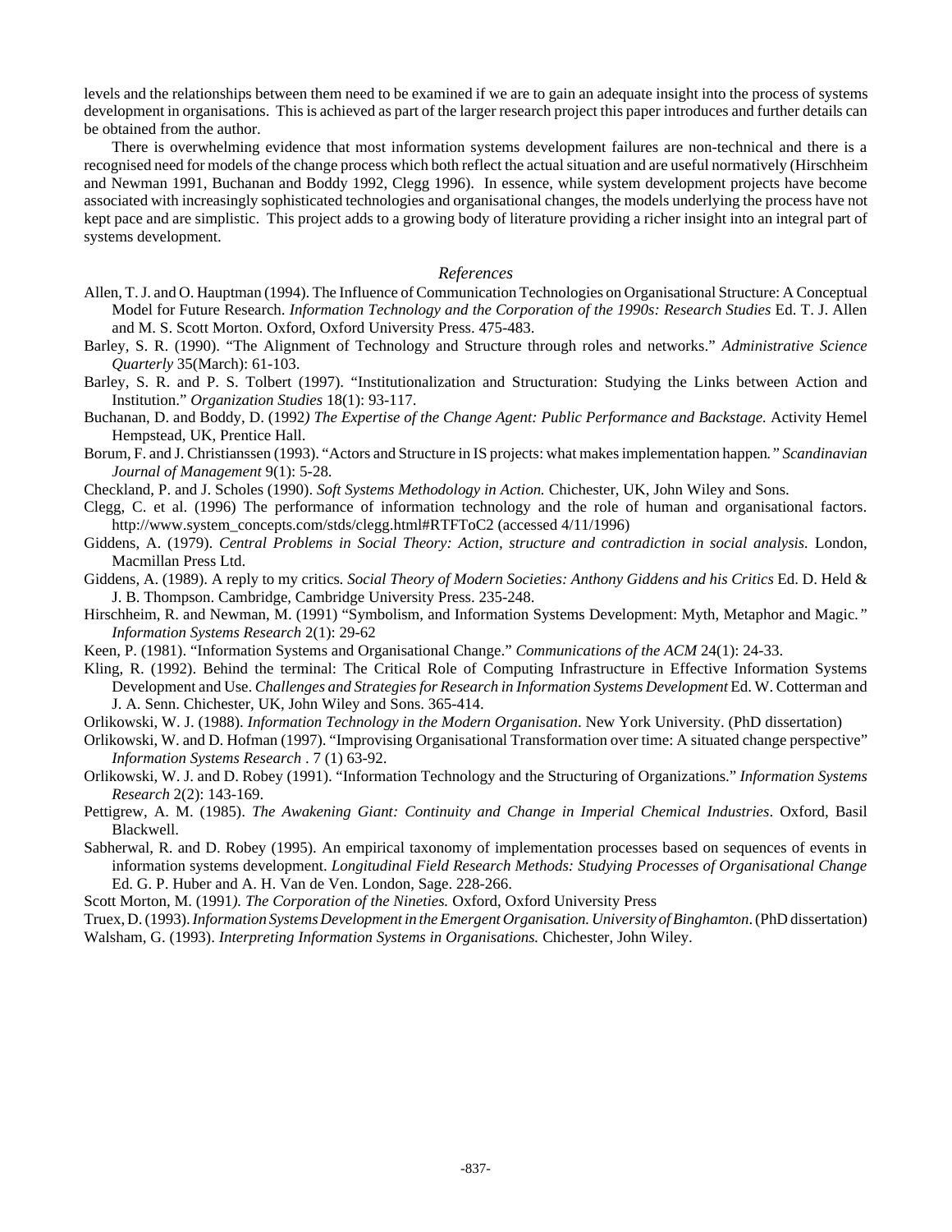levels and the relationships between them need to be examined if we are to gain an adequate insight into the process of systems development in organisations. This is achieved as part of the larger research project this paper introduces and further details can be obtained from the author.

There is overwhelming evidence that most information systems development failures are non-technical and there is a recognised need for models of the change process which both reflect the actual situation and are useful normatively (Hirschheim and Newman 1991, Buchanan and Boddy 1992, Clegg 1996). In essence, while system development projects have become associated with increasingly sophisticated technologies and organisational changes, the models underlying the process have not kept pace and are simplistic. This project adds to a growing body of literature providing a richer insight into an integral part of systems development.

## *References*

Allen, T. J. and O. Hauptman (1994). The Influence of Communication Technologies on Organisational Structure: A Conceptual Model for Future Research. *Information Technology and the Corporation of the 1990s: Research Studies* Ed. T. J. Allen and M. S. Scott Morton. Oxford, Oxford University Press. 475-483.

Barley, S. R. (1990). "The Alignment of Technology and Structure through roles and networks." *Administrative Science Quarterly* 35(March): 61-103.

Barley, S. R. and P. S. Tolbert (1997). "Institutionalization and Structuration: Studying the Links between Action and Institution." *Organization Studies* 18(1): 93-117.

Buchanan, D. and Boddy, D. (1992*) The Expertise of the Change Agent: Public Performance and Backstage.* Activity Hemel Hempstead, UK, Prentice Hall.

Borum, F. and J. Christianssen (1993). "Actors and Structure in IS projects: what makes implementation happen*." Scandinavian Journal of Management* 9(1): 5-28.

Checkland, P. and J. Scholes (1990). *Soft Systems Methodology in Action.* Chichester, UK, John Wiley and Sons.

Clegg, C. et al. (1996) The performance of information technology and the role of human and organisational factors. http://www.system_concepts.com/stds/clegg.html#RTFToC2 (accessed 4/11/1996)

Giddens, A. (1979). *Central Problems in Social Theory: Action, structure and contradiction in social analysis.* London, Macmillan Press Ltd.

Giddens, A. (1989). A reply to my critics*. Social Theory of Modern Societies: Anthony Giddens and his Critics* Ed. D. Held & J. B. Thompson. Cambridge, Cambridge University Press. 235-248.

Hirschheim, R. and Newman, M. (1991) "Symbolism, and Information Systems Development: Myth, Metaphor and Magic*." Information Systems Research* 2(1): 29-62

Keen, P. (1981). "Information Systems and Organisational Change." *Communications of the ACM* 24(1): 24-33.

Kling, R. (1992). Behind the terminal: The Critical Role of Computing Infrastructure in Effective Information Systems Development and Use. *Challenges and Strategies for Research in Information Systems Development* Ed. W. Cotterman and J. A. Senn. Chichester, UK, John Wiley and Sons. 365-414.

Orlikowski, W. J. (1988). *Information Technology in the Modern Organisation*. New York University. (PhD dissertation)

Orlikowski, W. and D. Hofman (1997). "Improvising Organisational Transformation over time: A situated change perspective" *Information Systems Research* . 7 (1) 63-92.

Orlikowski, W. J. and D. Robey (1991). "Information Technology and the Structuring of Organizations." *Information Systems Research* 2(2): 143-169.

Pettigrew, A. M. (1985). *The Awakening Giant: Continuity and Change in Imperial Chemical Industries*. Oxford, Basil Blackwell.

Sabherwal, R. and D. Robey (1995). An empirical taxonomy of implementation processes based on sequences of events in information systems development. *Longitudinal Field Research Methods: Studying Processes of Organisational Change* Ed. G. P. Huber and A. H. Van de Ven. London, Sage. 228-266.

Scott Morton, M. (1991*). The Corporation of the Nineties.* Oxford, Oxford University Press

Truex, D. (1993). *Information Systems Development in the Emergent Organisation. University of Binghamton*. (PhD dissertation)

Walsham, G. (1993). *Interpreting Information Systems in Organisations.* Chichester, John Wiley.